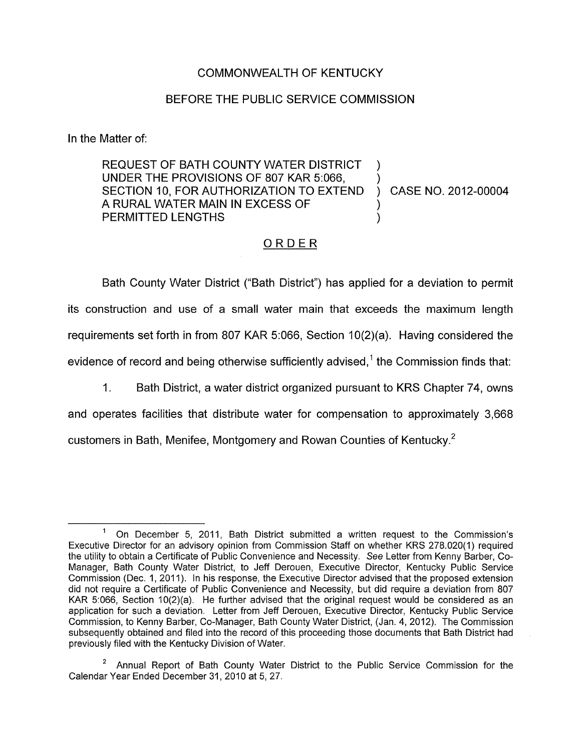COMMONWEALTH OF KENTUCKY

BEFORE THE PUBLIC SERVICE COMMISSION

In the Matter of:

REQUEST OF BATH COUNTY WATER DISTRICT UNDER THE PROVISIONS OF 807 KAR 5:066, SECTION 10, FOR AUTHORIZATION TO EXTEND A RURAL WATER MAIN IN EXCESS OF PERMITTED LENGTHS ) CASE NO. 2012-00004

## ORDER

Bath County Water District ("Bath District") has applied for a deviation to permit its construction and use of a small water main that exceeds the maximum length requirements set forth in from 807 KAR 5:066, Section 10(2)(a). Having considered the evidence of record and being otherwise sufficiently advised,[1] the Commission finds that:

1. Bath District, a water district organized pursuant to KRS Chapter 74, owns and operates facilities that distribute water for compensation to approximately 3,668 customers in Bath, Menifee, Montgomery and Rowan Counties of Kentucky.[2]

---

[1] On December 5, 2011, Bath District submitted a written request to the Commission's Executive Director for an advisory opinion from Commission Staff on whether KRS 278.020(1) required the utility to obtain a Certificate of Public Convenience and Necessity. *See* Letter from Kenny Barber, Co-Manager, Bath County Water District, to Jeff Derouen, Executive Director, Kentucky Public Service Commission (Dec. 1, 2011). In his response, the Executive Director advised that the proposed extension did not require a Certificate of Public Convenience and Necessity, but did require a deviation from 807 KAR 5:066, Section 10(2)(a). He further advised that the original request would be considered as an application for such a deviation. Letter from Jeff Derouen, Executive Director, Kentucky Public Service Commission, to Kenny Barber, Co-Manager, Bath County Water District, (Jan. 4, 2012). The Commission subsequently obtained and filed into the record of this proceeding those documents that Bath District had previously filed with the Kentucky Division of Water.

[2] Annual Report of Bath County Water District to the Public Service Commission for the Calendar Year Ended December 31, 2010 at 5, 27.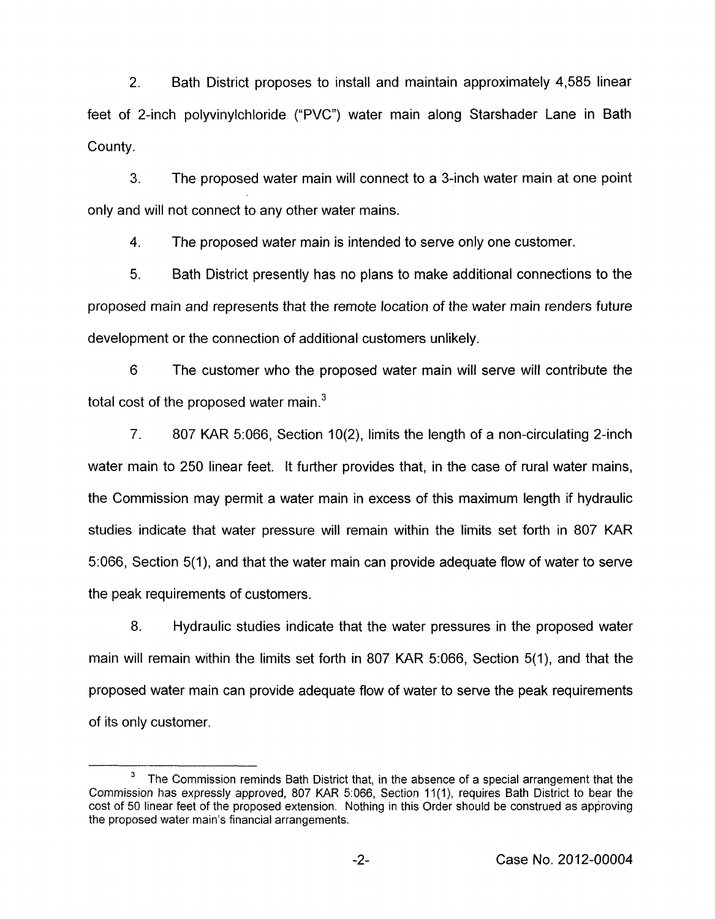2. Bath District proposes to install and maintain approximately 4,585 linear feet of 2-inch polyvinylchloride ("PVC") water main along Starshader Lane in Bath County.

3. The proposed water main will connect to a 3-inch water main at one point only and will not connect to any other water mains.

4. The proposed water main is intended to serve only one customer.

5. Bath District presently has no plans to make additional connections to the proposed main and represents that the remote location of the water main renders future development or the connection of additional customers unlikely.

6 The customer who the proposed water main will serve will contribute the total cost of the proposed water main.[3]

7. 807 KAR 5:066, Section 10(2), limits the length of a non-circulating 2-inch water main to 250 linear feet. It further provides that, in the case of rural water mains, the Commission may permit a water main in excess of this maximum length if hydraulic studies indicate that water pressure will remain within the limits set forth in 807 KAR 5:066, Section 5(1), and that the water main can provide adequate flow of water to serve the peak requirements of customers.

8. Hydraulic studies indicate that the water pressures in the proposed water main will remain within the limits set forth in 807 KAR 5:066, Section 5(1), and that the proposed water main can provide adequate flow of water to serve the peak requirements of its only customer.

---

[3] The Commission reminds Bath District that, in the absence of a special arrangement that the Commission has expressly approved, 807 KAR 5:066, Section 11(1), requires Bath District to bear the cost of 50 linear feet of the proposed extension. Nothing in this Order should be construed as approving the proposed water main's financial arrangements.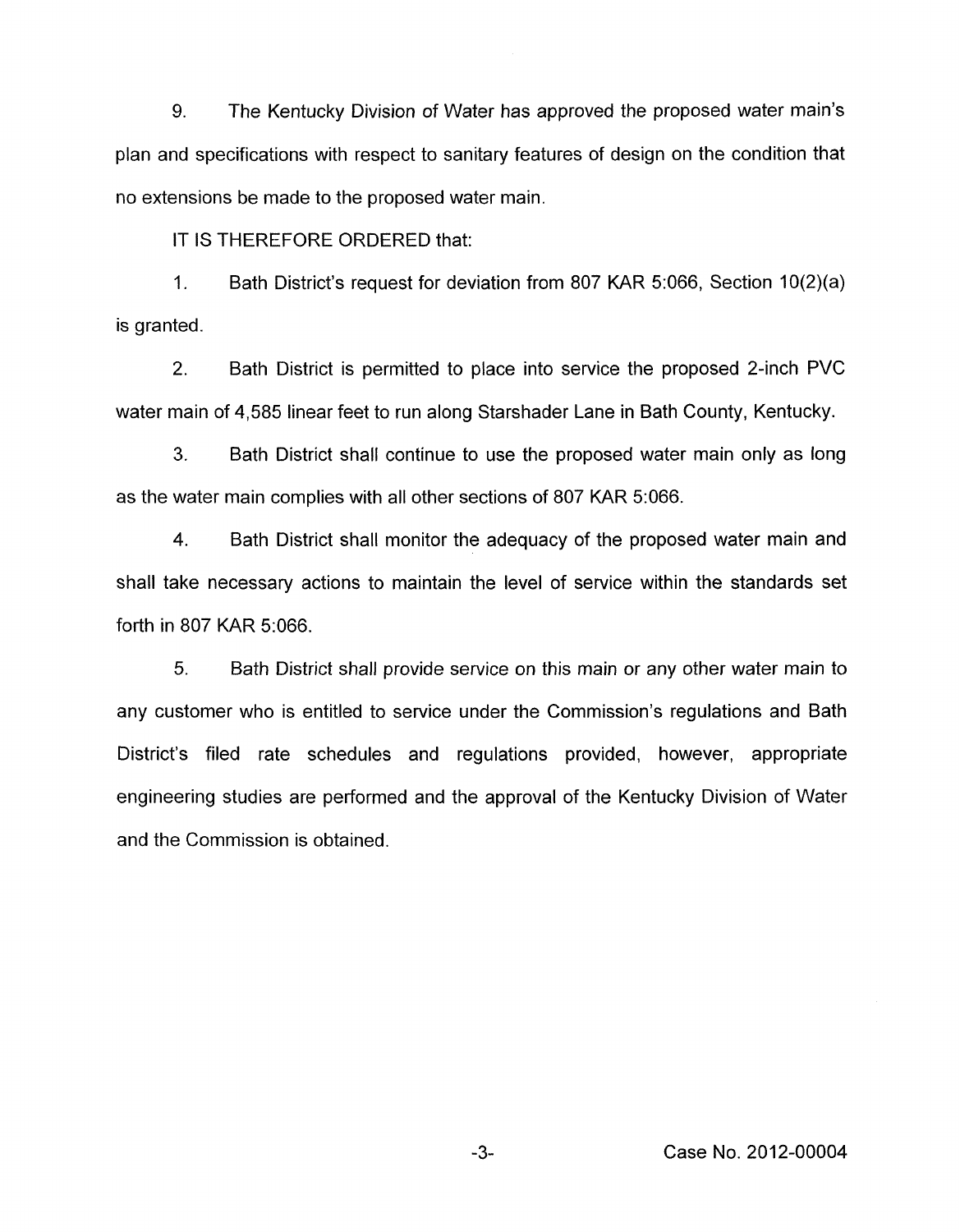9. The Kentucky Division of Water has approved the proposed water main's plan and specifications with respect to sanitary features of design on the condition that no extensions be made to the proposed water main.

IT IS THEREFORE ORDERED that:

1. Bath District's request for deviation from 807 KAR 5:066, Section 10(2)(a) is granted.

2. Bath District is permitted to place into service the proposed 2-inch PVC water main of 4,585 linear feet to run along Starshader Lane in Bath County, Kentucky.

3. Bath District shall continue to use the proposed water main only as long as the water main complies with all other sections of 807 KAR 5:066.

4. Bath District shall monitor the adequacy of the proposed water main and shall take necessary actions to maintain the level of service within the standards set forth in 807 KAR 5:066.

5. Bath District shall provide service on this main or any other water main to any customer who is entitled to service under the Commission's regulations and Bath District's filed rate schedules and regulations provided, however, appropriate engineering studies are performed and the approval of the Kentucky Division of Water and the Commission is obtained.

Case No. 2012-00004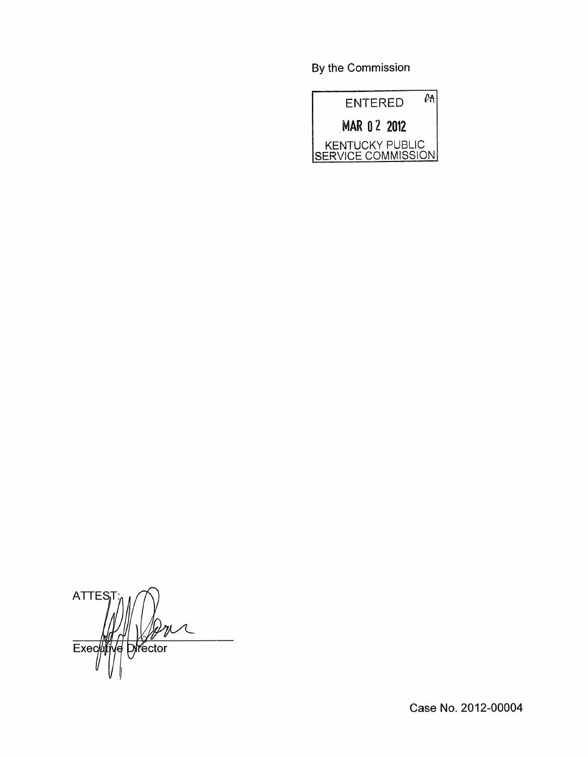By the Commission

ENTERED

MAR 02 2012

KENTUCKY PUBLIC SERVICE COMMISSION

ATTEST:

Executive Director

Case No. 2012-00004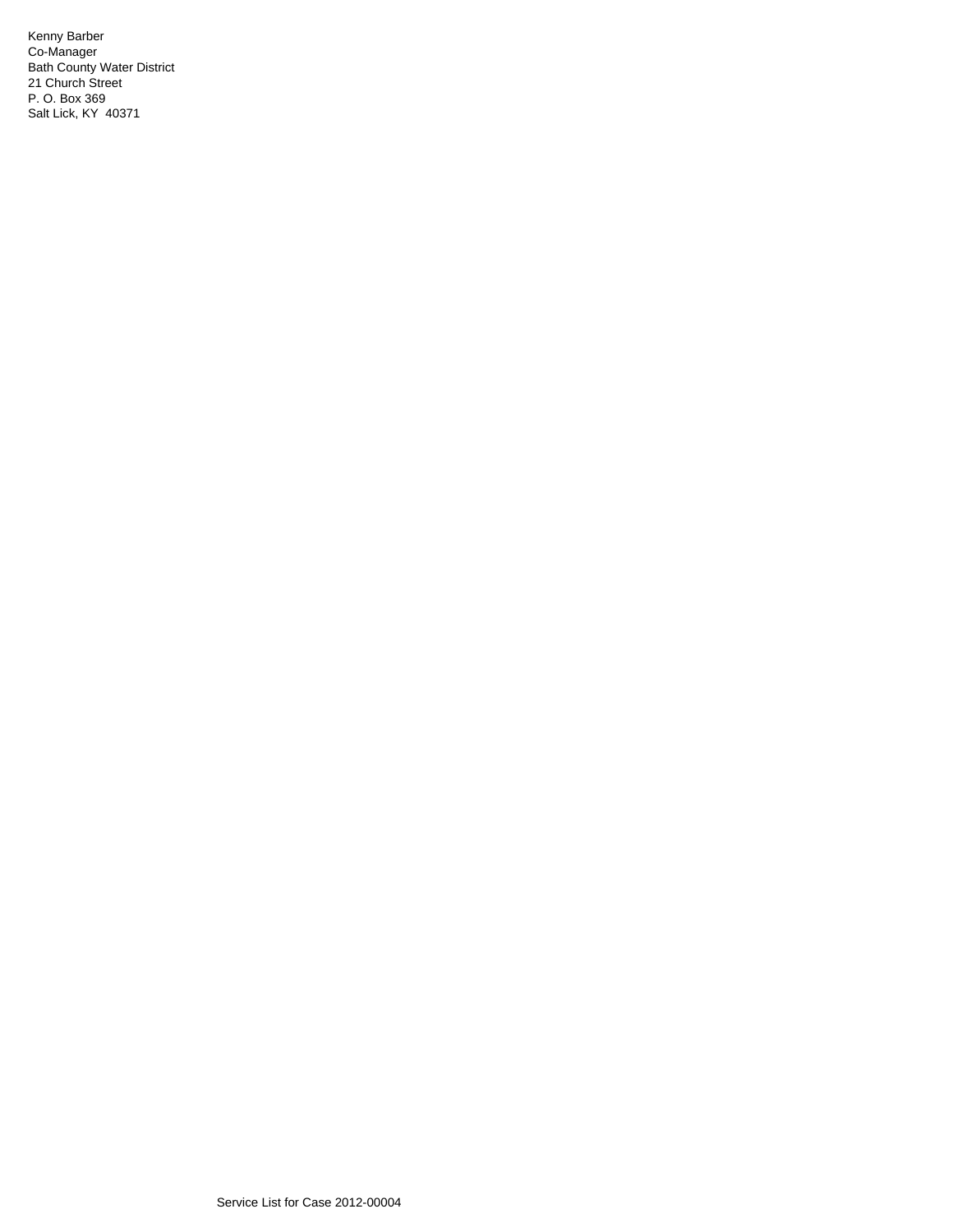Kenny Barber
Co-Manager
Bath County Water District
21 Church Street
P. O. Box 369
Salt Lick, KY 40371